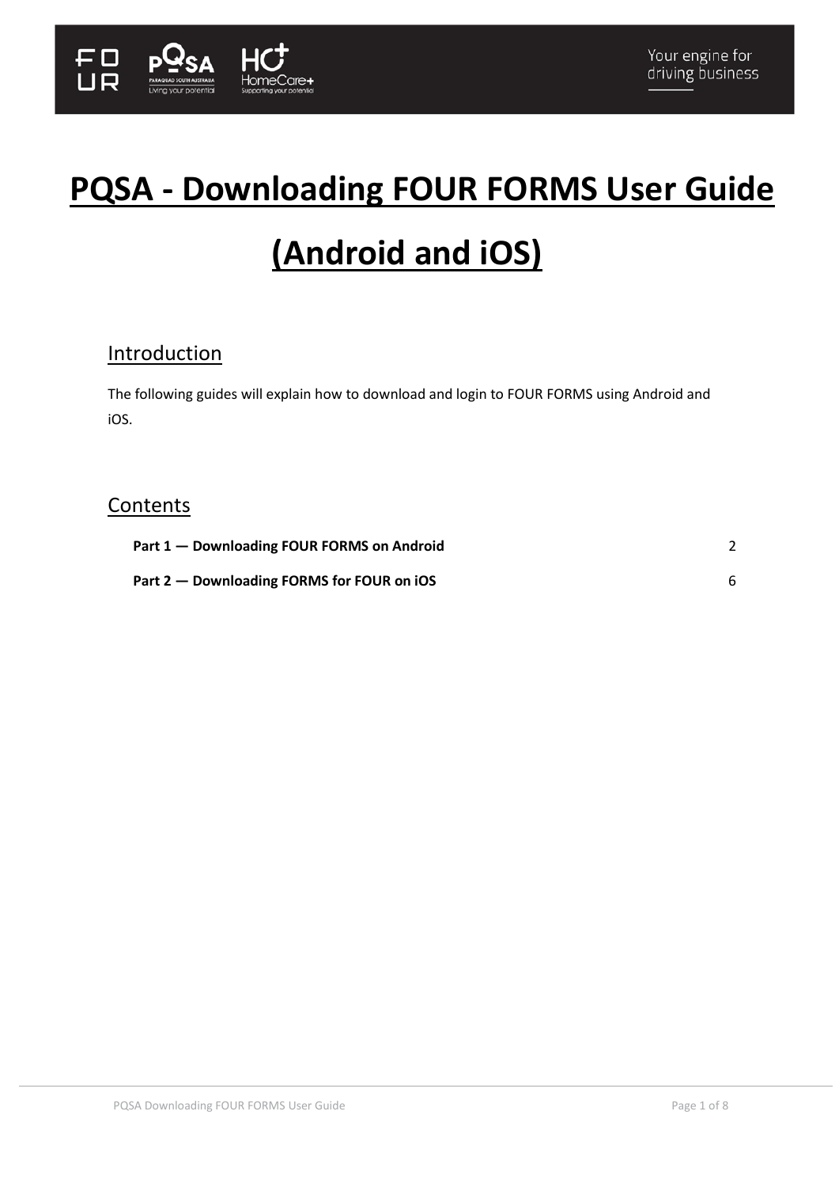# PQSA - Downloading FOUR FORMS User Guide (Android and iOS)

## Introduction

The following guides will explain how to download and login to FOUR FORMS using Android and iOS.

## Contents

| | |
|---|---|
| **Part 1 — Downloading FOUR FORMS on Android** | 2 |
| **Part 2 — Downloading FORMS for FOUR on iOS** | 6 |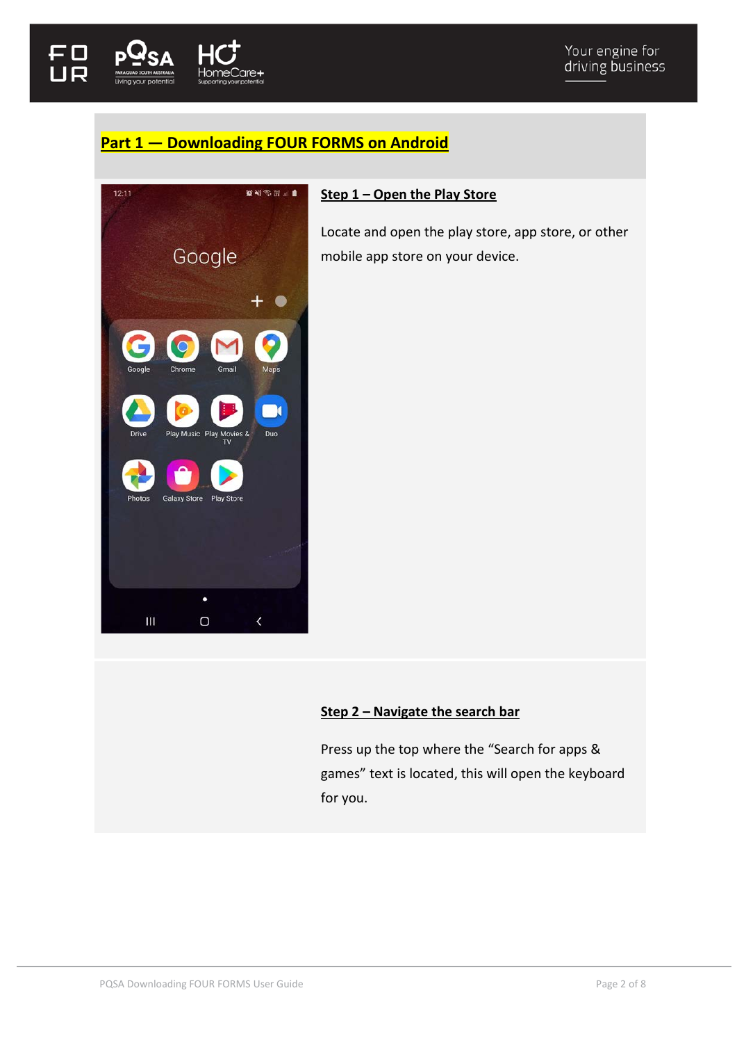## Part 1 — Downloading FOUR FORMS on Android

### Step 1 – Open the Play Store

Locate and open the play store, app store, or other mobile app store on your device.

### Step 2 – Navigate the search bar

Press up the top where the "Search for apps & games" text is located, this will open the keyboard for you.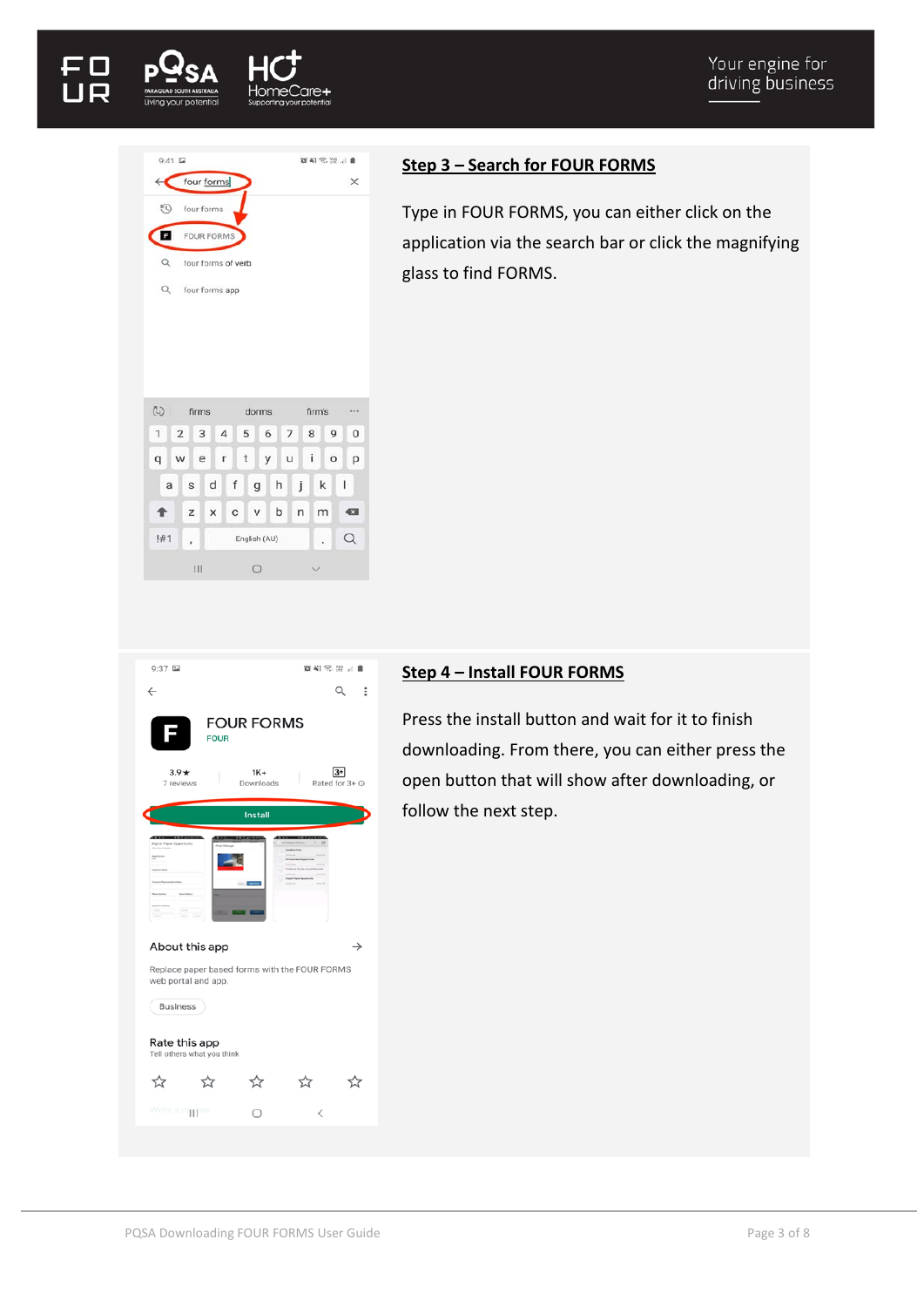## Step 3 – Search for FOUR FORMS

Type in FOUR FORMS, you can either click on the application via the search bar or click the magnifying glass to find FORMS.

## Step 4 – Install FOUR FORMS

Press the install button and wait for it to finish downloading. From there, you can either press the open button that will show after downloading, or follow the next step.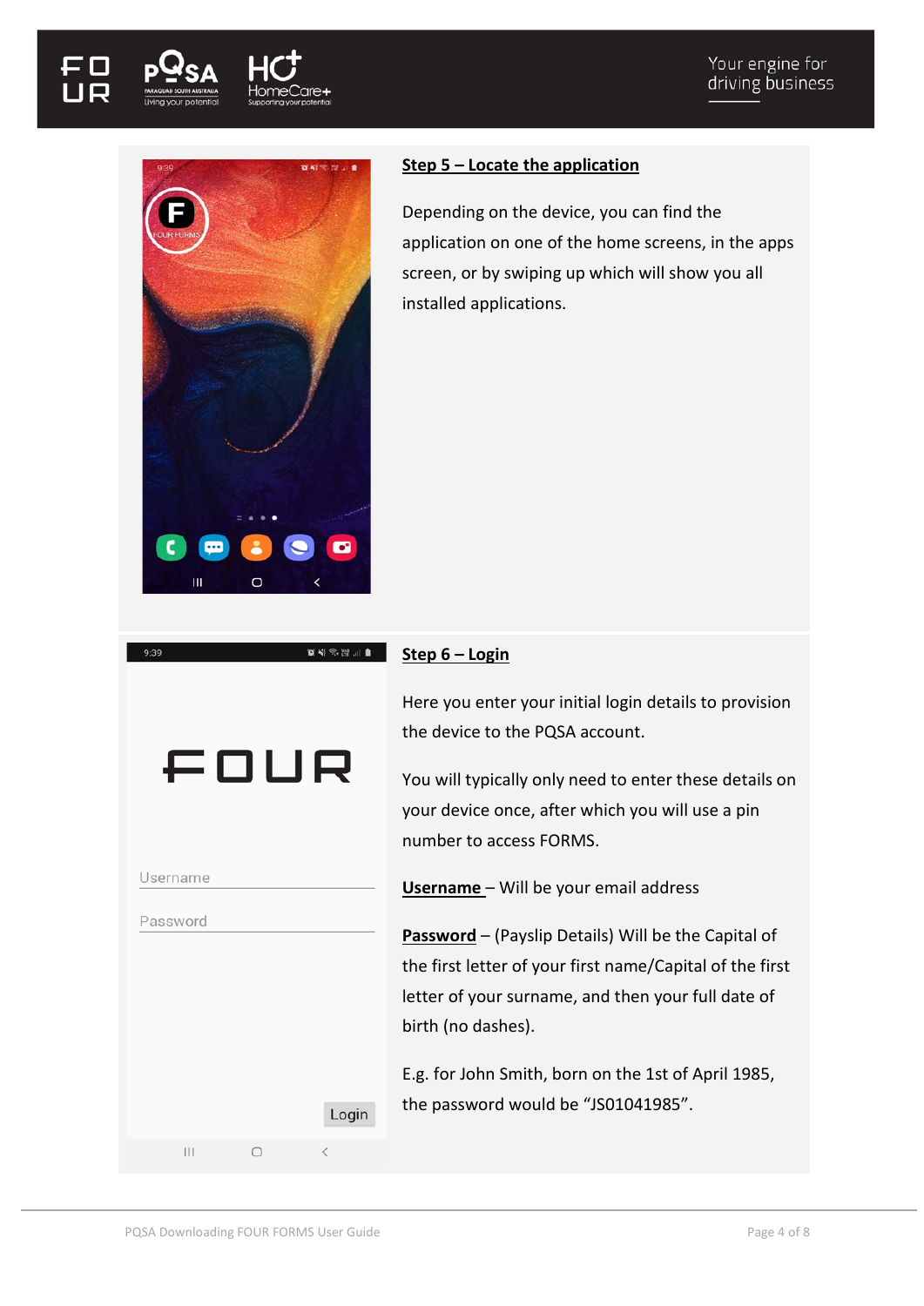## Step 5 – Locate the application

Depending on the device, you can find the application on one of the home screens, in the apps screen, or by swiping up which will show you all installed applications.

## Step 6 – Login

Here you enter your initial login details to provision the device to the PQSA account.

You will typically only need to enter these details on your device once, after which you will use a pin number to access FORMS.

**Username** – Will be your email address

**Password** – (Payslip Details) Will be the Capital of the first letter of your first name/Capital of the first letter of your surname, and then your full date of birth (no dashes).

E.g. for John Smith, born on the 1st of April 1985, the password would be “JS01041985”.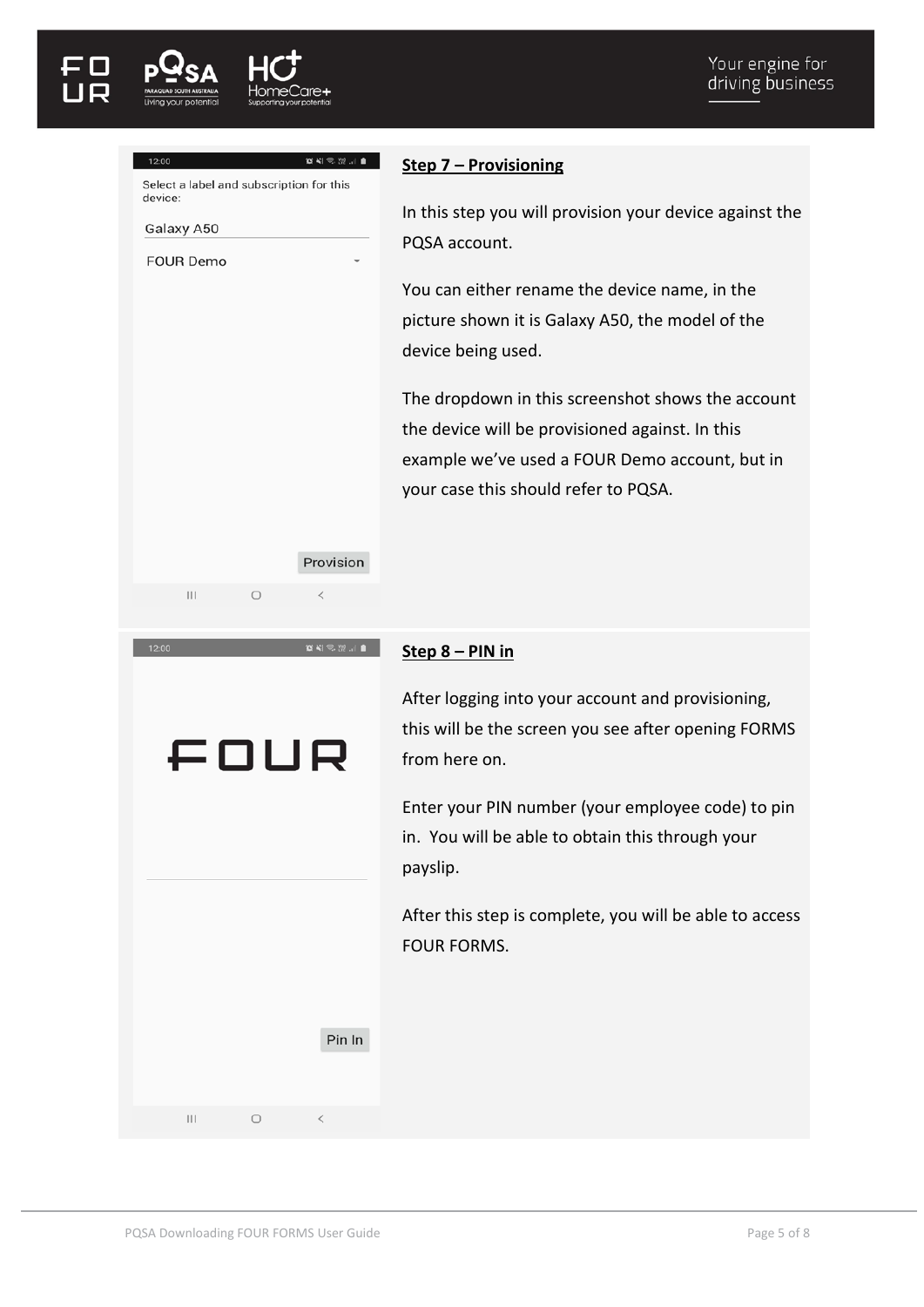## Step 7 – Provisioning

In this step you will provision your device against the PQSA account.

You can either rename the device name, in the picture shown it is Galaxy A50, the model of the device being used.

The dropdown in this screenshot shows the account the device will be provisioned against. In this example we've used a FOUR Demo account, but in your case this should refer to PQSA.

## Step 8 – PIN in

After logging into your account and provisioning, this will be the screen you see after opening FORMS from here on.

Enter your PIN number (your employee code) to pin in. You will be able to obtain this through your payslip.

After this step is complete, you will be able to access FOUR FORMS.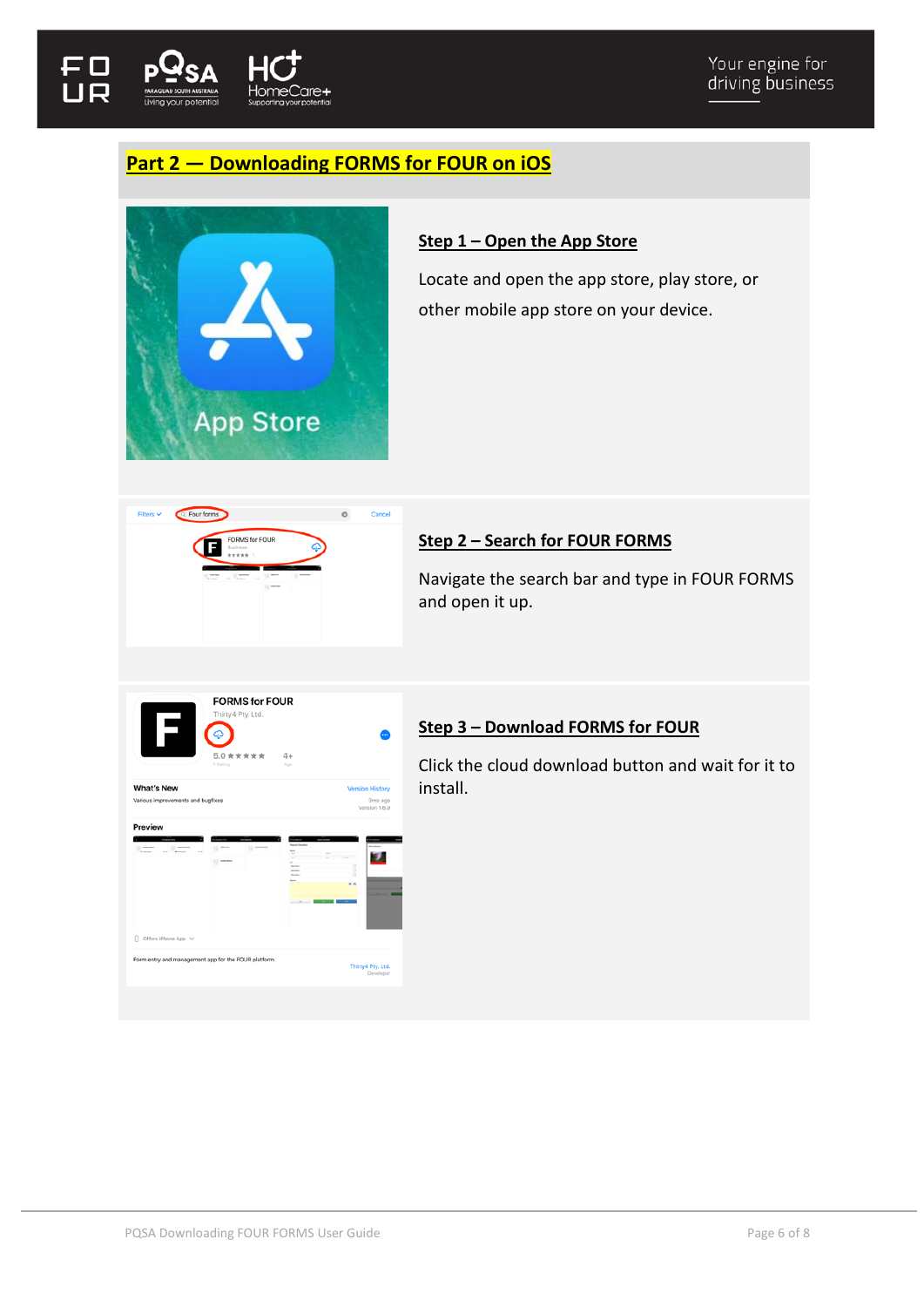## Part 2 — Downloading FORMS for FOUR on iOS

### Step 1 – Open the App Store

Locate and open the app store, play store, or other mobile app store on your device.

### Step 2 – Search for FOUR FORMS

Navigate the search bar and type in FOUR FORMS and open it up.

### Step 3 – Download FORMS for FOUR

Click the cloud download button and wait for it to install.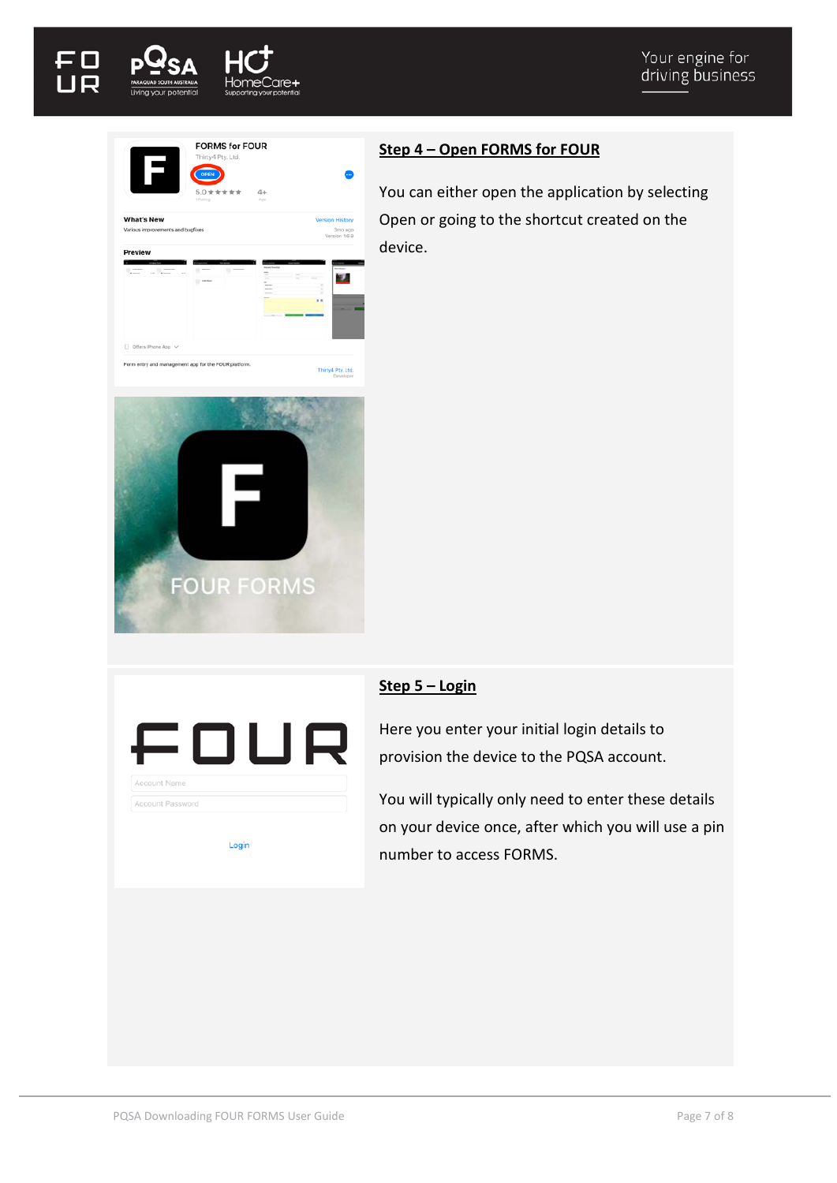## Step 4 – Open FORMS for FOUR

You can either open the application by selecting Open or going to the shortcut created on the device.

## Step 5 – Login

Here you enter your initial login details to provision the device to the PQSA account.

You will typically only need to enter these details on your device once, after which you will use a pin number to access FORMS.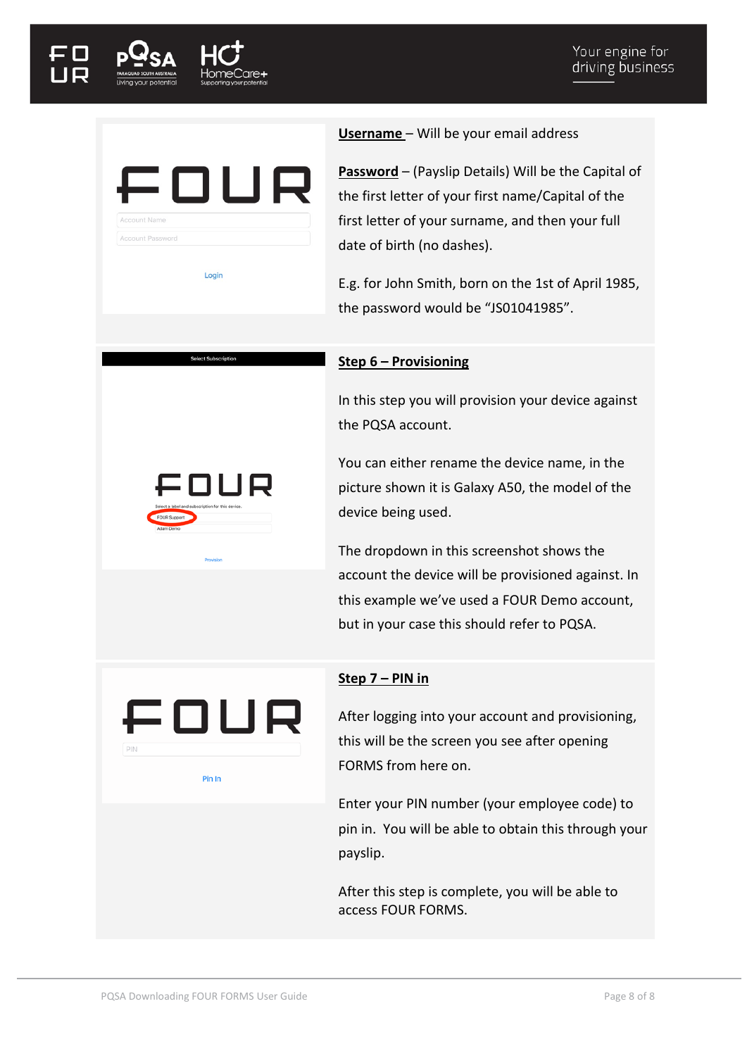**Username** – Will be your email address

**Password** – (Payslip Details) Will be the Capital of the first letter of your first name/Capital of the first letter of your surname, and then your full date of birth (no dashes).

E.g. for John Smith, born on the 1st of April 1985, the password would be “JS01041985”.

**Step 6 – Provisioning**

In this step you will provision your device against the PQSA account.

You can either rename the device name, in the picture shown it is Galaxy A50, the model of the device being used.

The dropdown in this screenshot shows the account the device will be provisioned against. In this example we’ve used a FOUR Demo account, but in your case this should refer to PQSA.

**Step 7 – PIN in**

After logging into your account and provisioning, this will be the screen you see after opening FORMS from here on.

Enter your PIN number (your employee code) to pin in. You will be able to obtain this through your payslip.

After this step is complete, you will be able to access FOUR FORMS.